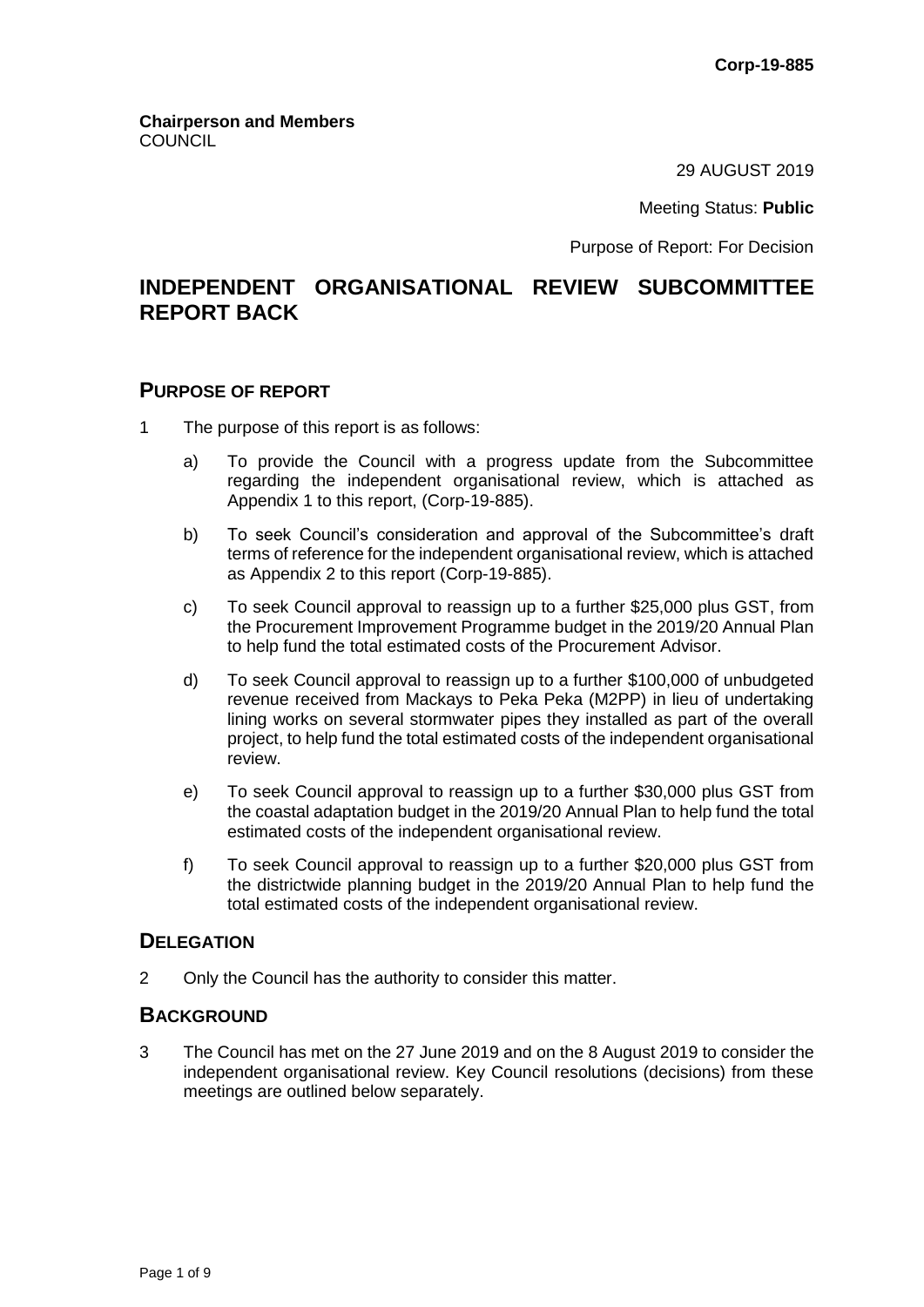Corp-19-885

**Chairperson and Members**
COUNCIL

29 AUGUST 2019

Meeting Status: **Public**

Purpose of Report: For Decision

# INDEPENDENT ORGANISATIONAL REVIEW SUBCOMMITTEE REPORT BACK

## PURPOSE OF REPORT

1 The purpose of this report is as follows:

a) To provide the Council with a progress update from the Subcommittee regarding the independent organisational review, which is attached as Appendix 1 to this report, (Corp-19-885).

b) To seek Council's consideration and approval of the Subcommittee's draft terms of reference for the independent organisational review, which is attached as Appendix 2 to this report (Corp-19-885).

c) To seek Council approval to reassign up to a further $25,000 plus GST, from the Procurement Improvement Programme budget in the 2019/20 Annual Plan to help fund the total estimated costs of the Procurement Advisor.

d) To seek Council approval to reassign up to a further $100,000 of unbudgeted revenue received from Mackays to Peka Peka (M2PP) in lieu of undertaking lining works on several stormwater pipes they installed as part of the overall project, to help fund the total estimated costs of the independent organisational review.

e) To seek Council approval to reassign up to a further $30,000 plus GST from the coastal adaptation budget in the 2019/20 Annual Plan to help fund the total estimated costs of the independent organisational review.

f) To seek Council approval to reassign up to a further $20,000 plus GST from the districtwide planning budget in the 2019/20 Annual Plan to help fund the total estimated costs of the independent organisational review.

## DELEGATION

2 Only the Council has the authority to consider this matter.

## BACKGROUND

3 The Council has met on the 27 June 2019 and on the 8 August 2019 to consider the independent organisational review. Key Council resolutions (decisions) from these meetings are outlined below separately.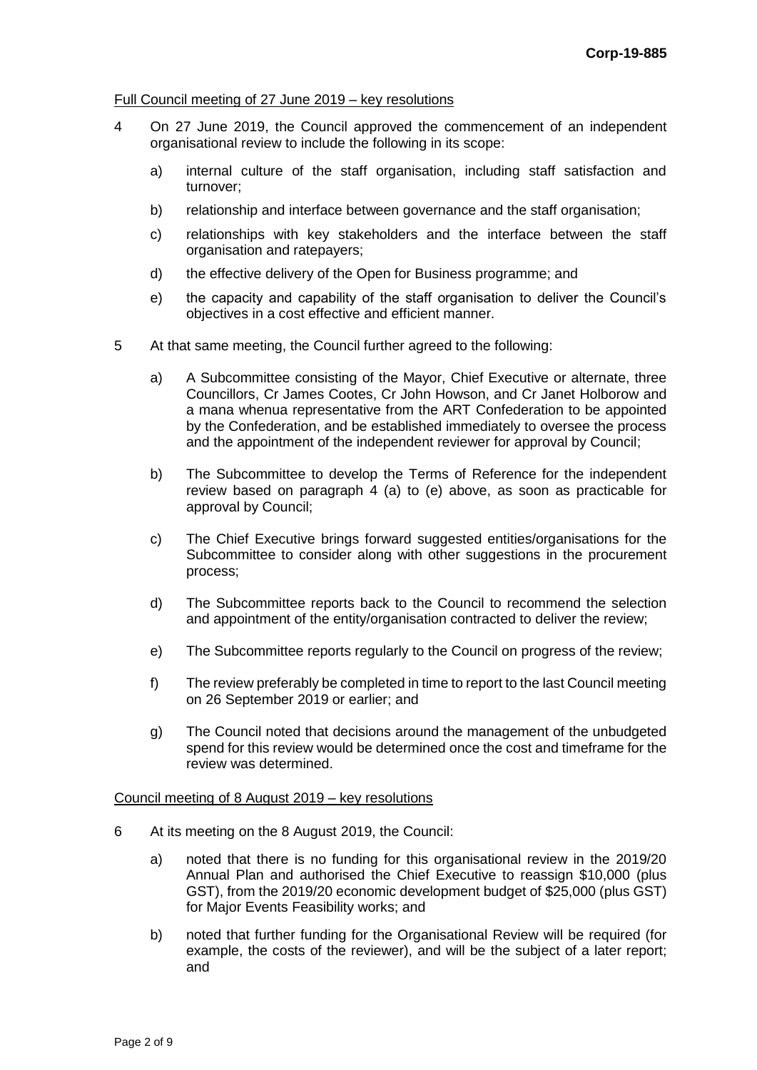Corp-19-885

Full Council meeting of 27 June 2019 – key resolutions

4 On 27 June 2019, the Council approved the commencement of an independent organisational review to include the following in its scope:

   a) internal culture of the staff organisation, including staff satisfaction and turnover;

   b) relationship and interface between governance and the staff organisation;

   c) relationships with key stakeholders and the interface between the staff organisation and ratepayers;

   d) the effective delivery of the Open for Business programme; and

   e) the capacity and capability of the staff organisation to deliver the Council's objectives in a cost effective and efficient manner.

5 At that same meeting, the Council further agreed to the following:

   a) A Subcommittee consisting of the Mayor, Chief Executive or alternate, three Councillors, Cr James Cootes, Cr John Howson, and Cr Janet Holborow and a mana whenua representative from the ART Confederation to be appointed by the Confederation, and be established immediately to oversee the process and the appointment of the independent reviewer for approval by Council;

   b) The Subcommittee to develop the Terms of Reference for the independent review based on paragraph 4 (a) to (e) above, as soon as practicable for approval by Council;

   c) The Chief Executive brings forward suggested entities/organisations for the Subcommittee to consider along with other suggestions in the procurement process;

   d) The Subcommittee reports back to the Council to recommend the selection and appointment of the entity/organisation contracted to deliver the review;

   e) The Subcommittee reports regularly to the Council on progress of the review;

   f) The review preferably be completed in time to report to the last Council meeting on 26 September 2019 or earlier; and

   g) The Council noted that decisions around the management of the unbudgeted spend for this review would be determined once the cost and timeframe for the review was determined.

Council meeting of 8 August 2019 – key resolutions

6 At its meeting on the 8 August 2019, the Council:

   a) noted that there is no funding for this organisational review in the 2019/20 Annual Plan and authorised the Chief Executive to reassign $10,000 (plus GST), from the 2019/20 economic development budget of $25,000 (plus GST) for Major Events Feasibility works; and

   b) noted that further funding for the Organisational Review will be required (for example, the costs of the reviewer), and will be the subject of a later report; and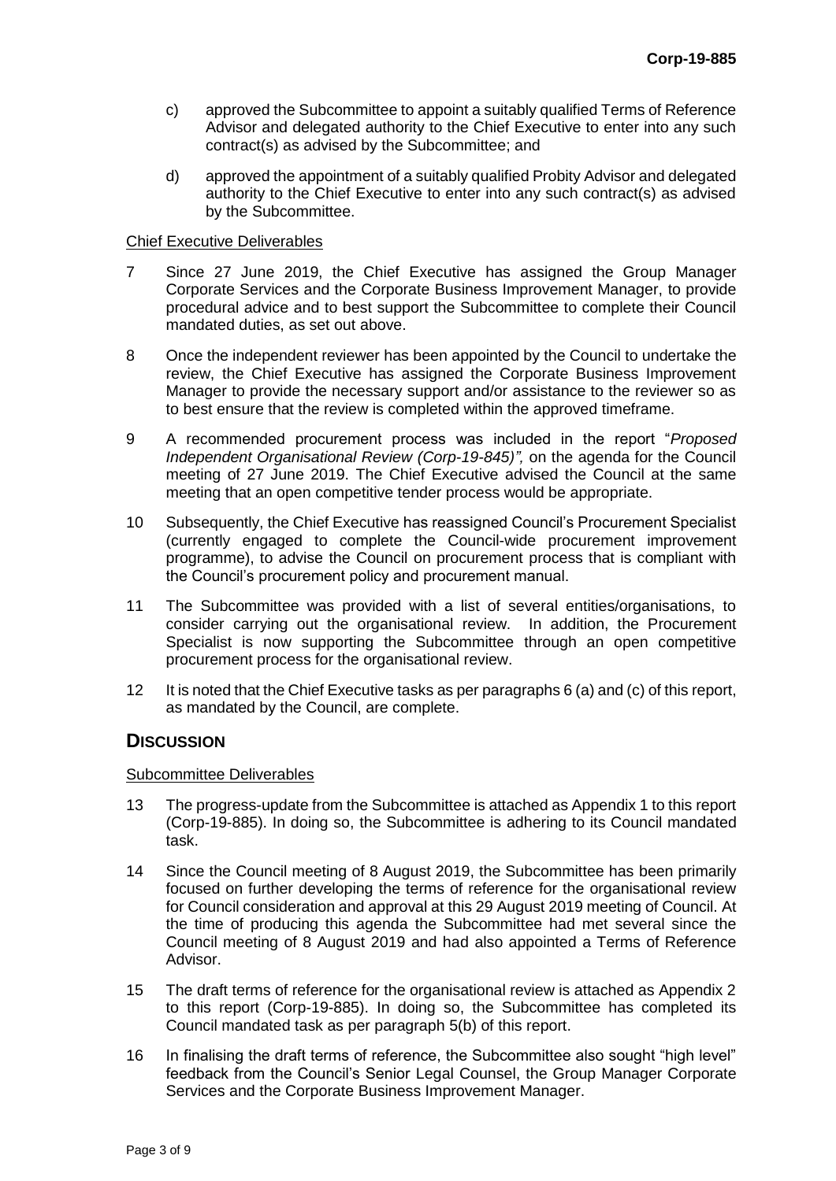c) approved the Subcommittee to appoint a suitably qualified Terms of Reference Advisor and delegated authority to the Chief Executive to enter into any such contract(s) as advised by the Subcommittee; and

d) approved the appointment of a suitably qualified Probity Advisor and delegated authority to the Chief Executive to enter into any such contract(s) as advised by the Subcommittee.

Chief Executive Deliverables

7 Since 27 June 2019, the Chief Executive has assigned the Group Manager Corporate Services and the Corporate Business Improvement Manager, to provide procedural advice and to best support the Subcommittee to complete their Council mandated duties, as set out above.

8 Once the independent reviewer has been appointed by the Council to undertake the review, the Chief Executive has assigned the Corporate Business Improvement Manager to provide the necessary support and/or assistance to the reviewer so as to best ensure that the review is completed within the approved timeframe.

9 A recommended procurement process was included in the report "*Proposed Independent Organisational Review (Corp-19-845)",* on the agenda for the Council meeting of 27 June 2019. The Chief Executive advised the Council at the same meeting that an open competitive tender process would be appropriate.

10 Subsequently, the Chief Executive has reassigned Council's Procurement Specialist (currently engaged to complete the Council-wide procurement improvement programme), to advise the Council on procurement process that is compliant with the Council's procurement policy and procurement manual.

11 The Subcommittee was provided with a list of several entities/organisations, to consider carrying out the organisational review. In addition, the Procurement Specialist is now supporting the Subcommittee through an open competitive procurement process for the organisational review.

12 It is noted that the Chief Executive tasks as per paragraphs 6 (a) and (c) of this report, as mandated by the Council, are complete.

## DISCUSSION

Subcommittee Deliverables

13 The progress-update from the Subcommittee is attached as Appendix 1 to this report (Corp-19-885). In doing so, the Subcommittee is adhering to its Council mandated task.

14 Since the Council meeting of 8 August 2019, the Subcommittee has been primarily focused on further developing the terms of reference for the organisational review for Council consideration and approval at this 29 August 2019 meeting of Council. At the time of producing this agenda the Subcommittee had met several since the Council meeting of 8 August 2019 and had also appointed a Terms of Reference Advisor.

15 The draft terms of reference for the organisational review is attached as Appendix 2 to this report (Corp-19-885). In doing so, the Subcommittee has completed its Council mandated task as per paragraph 5(b) of this report.

16 In finalising the draft terms of reference, the Subcommittee also sought "high level" feedback from the Council's Senior Legal Counsel, the Group Manager Corporate Services and the Corporate Business Improvement Manager.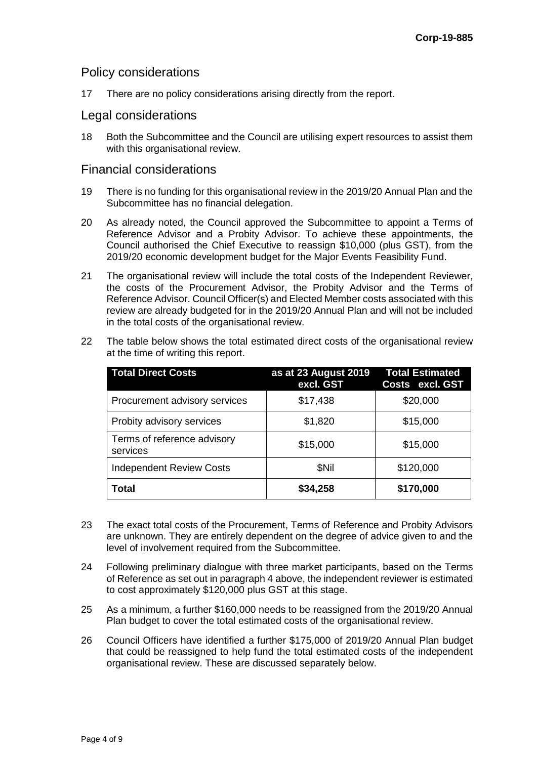## Policy considerations

17 There are no policy considerations arising directly from the report.

## Legal considerations

18 Both the Subcommittee and the Council are utilising expert resources to assist them with this organisational review.

## Financial considerations

19 There is no funding for this organisational review in the 2019/20 Annual Plan and the Subcommittee has no financial delegation.

20 As already noted, the Council approved the Subcommittee to appoint a Terms of Reference Advisor and a Probity Advisor. To achieve these appointments, the Council authorised the Chief Executive to reassign $10,000 (plus GST), from the 2019/20 economic development budget for the Major Events Feasibility Fund.

21 The organisational review will include the total costs of the Independent Reviewer, the costs of the Procurement Advisor, the Probity Advisor and the Terms of Reference Advisor. Council Officer(s) and Elected Member costs associated with this review are already budgeted for in the 2019/20 Annual Plan and will not be included in the total costs of the organisational review.

22 The table below shows the total estimated direct costs of the organisational review at the time of writing this report.

| Total Direct Costs | as at 23 August 2019 excl. GST | Total Estimated Costs excl. GST |
|---|---|---|
| Procurement advisory services | $17,438 | $20,000 |
| Probity advisory services | $1,820 | $15,000 |
| Terms of reference advisory services | $15,000 | $15,000 |
| Independent Review Costs | $Nil | $120,000 |
| **Total** | **$34,258** | **$170,000** |

23 The exact total costs of the Procurement, Terms of Reference and Probity Advisors are unknown. They are entirely dependent on the degree of advice given to and the level of involvement required from the Subcommittee.

24 Following preliminary dialogue with three market participants, based on the Terms of Reference as set out in paragraph 4 above, the independent reviewer is estimated to cost approximately $120,000 plus GST at this stage.

25 As a minimum, a further $160,000 needs to be reassigned from the 2019/20 Annual Plan budget to cover the total estimated costs of the organisational review.

26 Council Officers have identified a further $175,000 of 2019/20 Annual Plan budget that could be reassigned to help fund the total estimated costs of the independent organisational review. These are discussed separately below.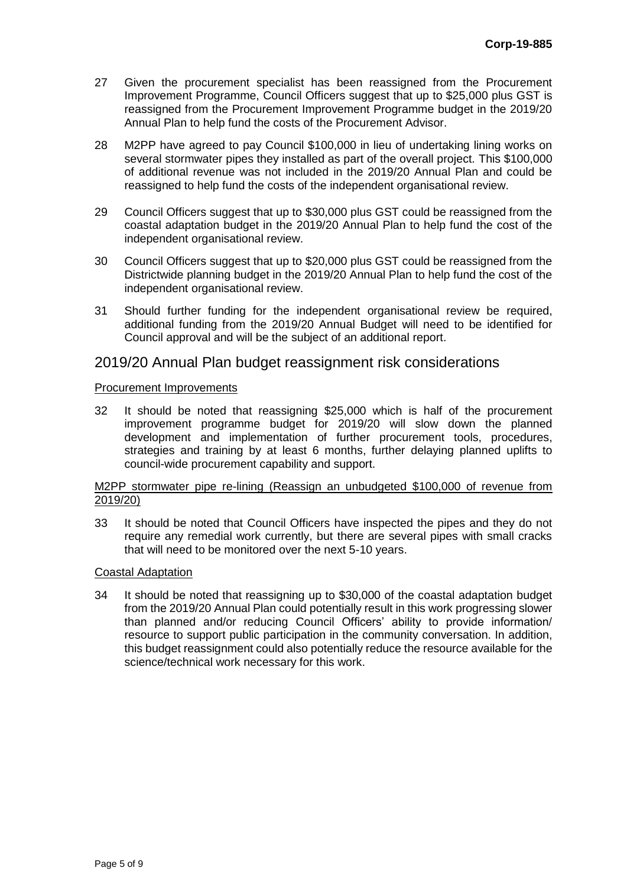27 Given the procurement specialist has been reassigned from the Procurement Improvement Programme, Council Officers suggest that up to $25,000 plus GST is reassigned from the Procurement Improvement Programme budget in the 2019/20 Annual Plan to help fund the costs of the Procurement Advisor.

28 M2PP have agreed to pay Council $100,000 in lieu of undertaking lining works on several stormwater pipes they installed as part of the overall project. This $100,000 of additional revenue was not included in the 2019/20 Annual Plan and could be reassigned to help fund the costs of the independent organisational review.

29 Council Officers suggest that up to $30,000 plus GST could be reassigned from the coastal adaptation budget in the 2019/20 Annual Plan to help fund the cost of the independent organisational review.

30 Council Officers suggest that up to $20,000 plus GST could be reassigned from the Districtwide planning budget in the 2019/20 Annual Plan to help fund the cost of the independent organisational review.

31 Should further funding for the independent organisational review be required, additional funding from the 2019/20 Annual Budget will need to be identified for Council approval and will be the subject of an additional report.

## 2019/20 Annual Plan budget reassignment risk considerations

<u>Procurement Improvements</u>

32 It should be noted that reassigning $25,000 which is half of the procurement improvement programme budget for 2019/20 will slow down the planned development and implementation of further procurement tools, procedures, strategies and training by at least 6 months, further delaying planned uplifts to council-wide procurement capability and support.

<u>M2PP stormwater pipe re-lining (Reassign an unbudgeted $100,000 of revenue from 2019/20)</u>

33 It should be noted that Council Officers have inspected the pipes and they do not require any remedial work currently, but there are several pipes with small cracks that will need to be monitored over the next 5-10 years.

<u>Coastal Adaptation</u>

34 It should be noted that reassigning up to $30,000 of the coastal adaptation budget from the 2019/20 Annual Plan could potentially result in this work progressing slower than planned and/or reducing Council Officers' ability to provide information/ resource to support public participation in the community conversation. In addition, this budget reassignment could also potentially reduce the resource available for the science/technical work necessary for this work.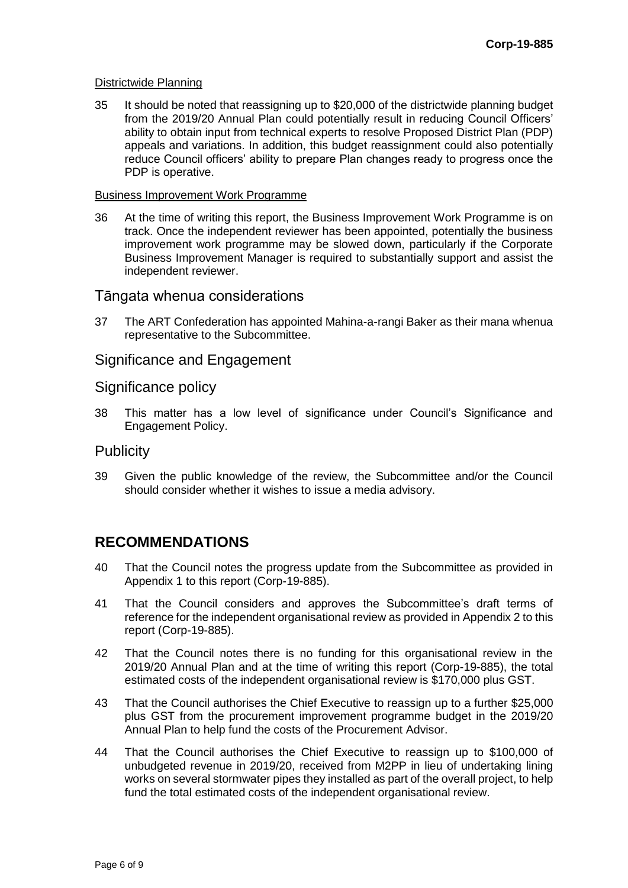Districtwide Planning

35 It should be noted that reassigning up to $20,000 of the districtwide planning budget from the 2019/20 Annual Plan could potentially result in reducing Council Officers' ability to obtain input from technical experts to resolve Proposed District Plan (PDP) appeals and variations. In addition, this budget reassignment could also potentially reduce Council officers' ability to prepare Plan changes ready to progress once the PDP is operative.

Business Improvement Work Programme

36 At the time of writing this report, the Business Improvement Work Programme is on track. Once the independent reviewer has been appointed, potentially the business improvement work programme may be slowed down, particularly if the Corporate Business Improvement Manager is required to substantially support and assist the independent reviewer.

## Tāngata whenua considerations

37 The ART Confederation has appointed Mahina-a-rangi Baker as their mana whenua representative to the Subcommittee.

## Significance and Engagement

## Significance policy

38 This matter has a low level of significance under Council's Significance and Engagement Policy.

## Publicity

39 Given the public knowledge of the review, the Subcommittee and/or the Council should consider whether it wishes to issue a media advisory.

# RECOMMENDATIONS

40 That the Council notes the progress update from the Subcommittee as provided in Appendix 1 to this report (Corp-19-885).

41 That the Council considers and approves the Subcommittee's draft terms of reference for the independent organisational review as provided in Appendix 2 to this report (Corp-19-885).

42 That the Council notes there is no funding for this organisational review in the 2019/20 Annual Plan and at the time of writing this report (Corp-19-885), the total estimated costs of the independent organisational review is $170,000 plus GST.

43 That the Council authorises the Chief Executive to reassign up to a further $25,000 plus GST from the procurement improvement programme budget in the 2019/20 Annual Plan to help fund the costs of the Procurement Advisor.

44 That the Council authorises the Chief Executive to reassign up to $100,000 of unbudgeted revenue in 2019/20, received from M2PP in lieu of undertaking lining works on several stormwater pipes they installed as part of the overall project, to help fund the total estimated costs of the independent organisational review.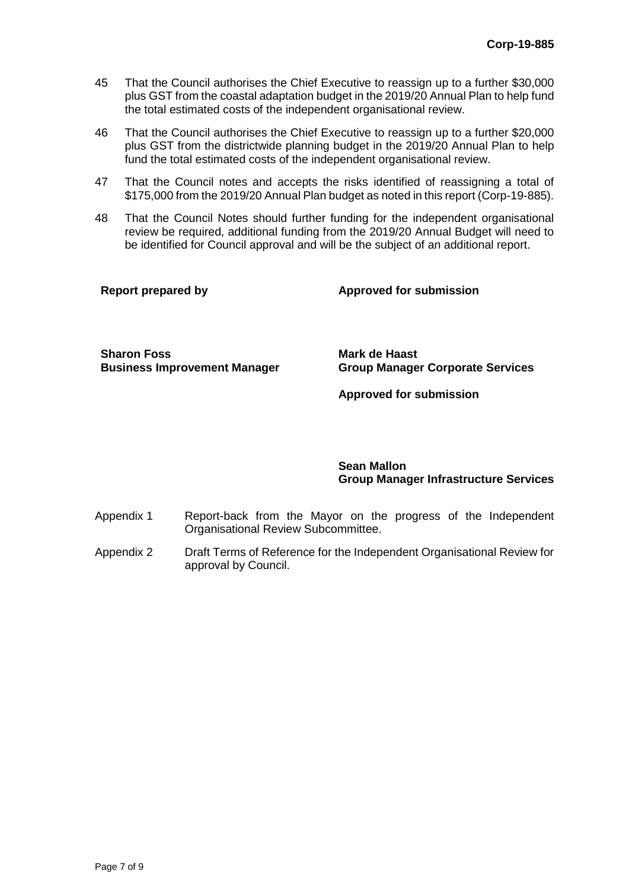45 That the Council authorises the Chief Executive to reassign up to a further $30,000 plus GST from the coastal adaptation budget in the 2019/20 Annual Plan to help fund the total estimated costs of the independent organisational review.

46 That the Council authorises the Chief Executive to reassign up to a further $20,000 plus GST from the districtwide planning budget in the 2019/20 Annual Plan to help fund the total estimated costs of the independent organisational review.

47 That the Council notes and accepts the risks identified of reassigning a total of $175,000 from the 2019/20 Annual Plan budget as noted in this report (Corp-19-885).

48 That the Council Notes should further funding for the independent organisational review be required, additional funding from the 2019/20 Annual Budget will need to be identified for Council approval and will be the subject of an additional report.

| **Report prepared by** | **Approved for submission** |
|---|---|
| **Sharon Foss**<br>**Business Improvement Manager** | **Mark de Haast**<br>**Group Manager Corporate Services** |
| | **Approved for submission** |
| | **Sean Mallon**<br>**Group Manager Infrastructure Services** |

Appendix 1 Report-back from the Mayor on the progress of the Independent Organisational Review Subcommittee.

Appendix 2 Draft Terms of Reference for the Independent Organisational Review for approval by Council.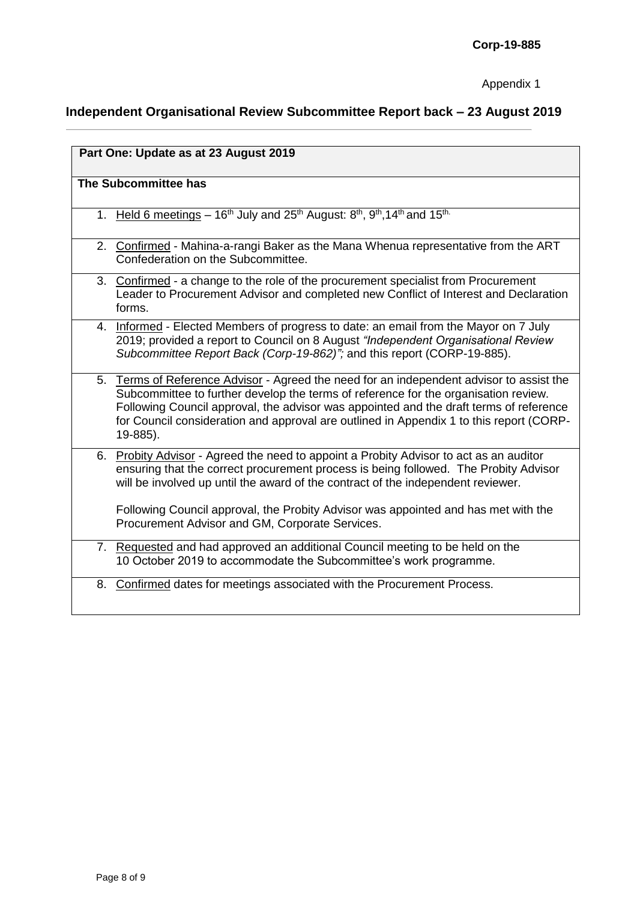**Corp-19-885**

Appendix 1

## Independent Organisational Review Subcommittee Report back – 23 August 2019

| **Part One: Update as at 23 August 2019** |
|---|
| **The Subcommittee has** |
| 1. Held 6 meetings – 16th July and 25th August: 8th, 9th, 14th and 15th. |
| 2. Confirmed - Mahina-a-rangi Baker as the Mana Whenua representative from the ART Confederation on the Subcommittee. |
| 3. Confirmed - a change to the role of the procurement specialist from Procurement Leader to Procurement Advisor and completed new Conflict of Interest and Declaration forms. |
| 4. Informed - Elected Members of progress to date: an email from the Mayor on 7 July 2019; provided a report to Council on 8 August *"Independent Organisational Review Subcommittee Report Back (Corp-19-862)";* and this report (CORP-19-885). |
| 5. Terms of Reference Advisor - Agreed the need for an independent advisor to assist the Subcommittee to further develop the terms of reference for the organisation review. Following Council approval, the advisor was appointed and the draft terms of reference for Council consideration and approval are outlined in Appendix 1 to this report (CORP-19-885). |
| 6. Probity Advisor - Agreed the need to appoint a Probity Advisor to act as an auditor ensuring that the correct procurement process is being followed. The Probity Advisor will be involved up until the award of the contract of the independent reviewer.<br><br>Following Council approval, the Probity Advisor was appointed and has met with the Procurement Advisor and GM, Corporate Services. |
| 7. Requested and had approved an additional Council meeting to be held on the 10 October 2019 to accommodate the Subcommittee's work programme. |
| 8. Confirmed dates for meetings associated with the Procurement Process. |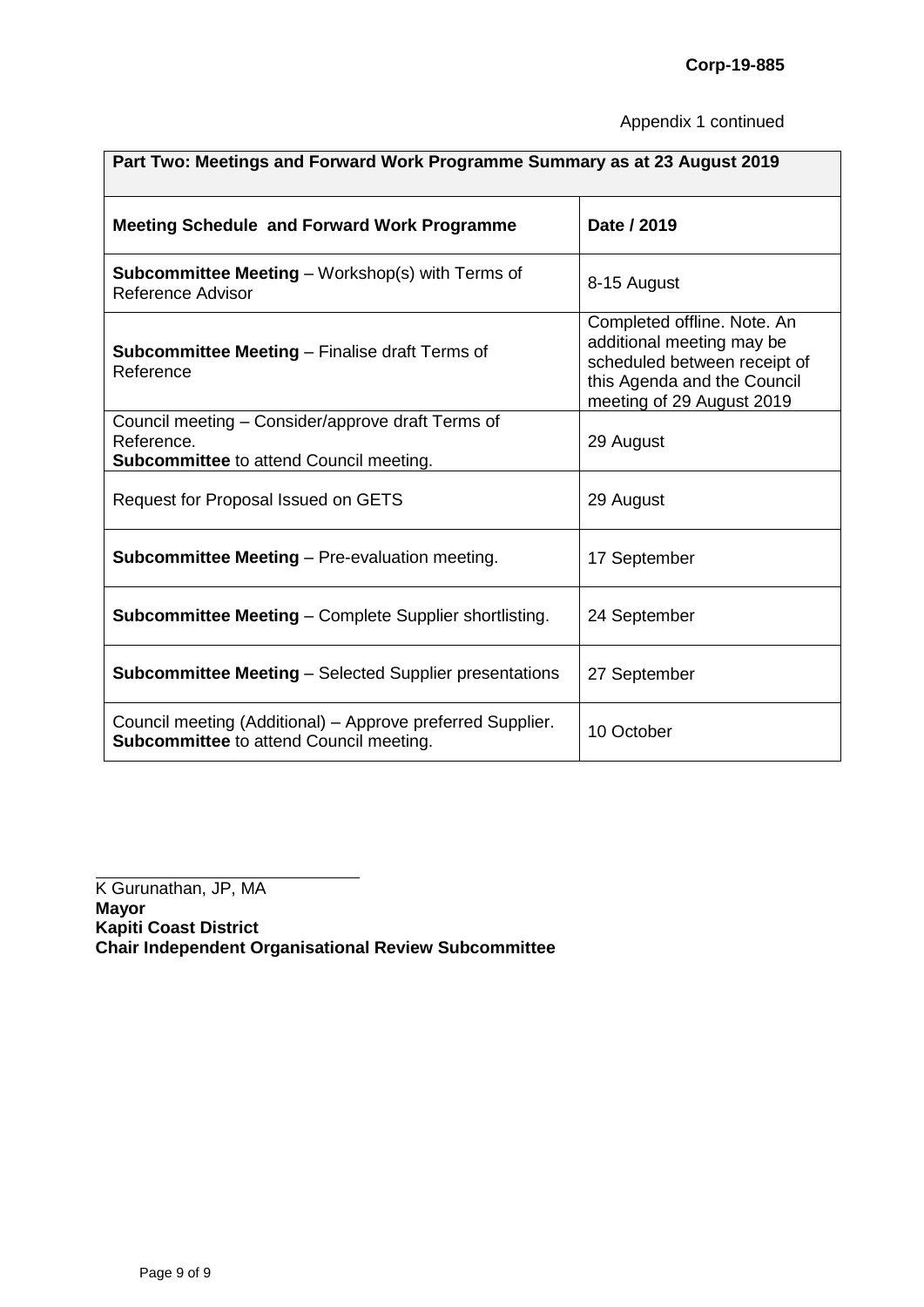Corp-19-885

Appendix 1 continued

| Part Two: Meetings and Forward Work Programme Summary as at 23 August 2019 | |
|---|---|
| **Meeting Schedule and Forward Work Programme** | **Date / 2019** |
| **Subcommittee Meeting** – Workshop(s) with Terms of Reference Advisor | 8-15 August |
| **Subcommittee Meeting** – Finalise draft Terms of Reference | Completed offline. Note. An additional meeting may be scheduled between receipt of this Agenda and the Council meeting of 29 August 2019 |
| Council meeting – Consider/approve draft Terms of Reference. **Subcommittee** to attend Council meeting. | 29 August |
| Request for Proposal Issued on GETS | 29 August |
| **Subcommittee Meeting** – Pre-evaluation meeting. | 17 September |
| **Subcommittee Meeting** – Complete Supplier shortlisting. | 24 September |
| **Subcommittee Meeting** – Selected Supplier presentations | 27 September |
| Council meeting (Additional) – Approve preferred Supplier. **Subcommittee** to attend Council meeting. | 10 October |

K Gurunathan, JP, MA
**Mayor**
**Kapiti Coast District**
**Chair Independent Organisational Review Subcommittee**